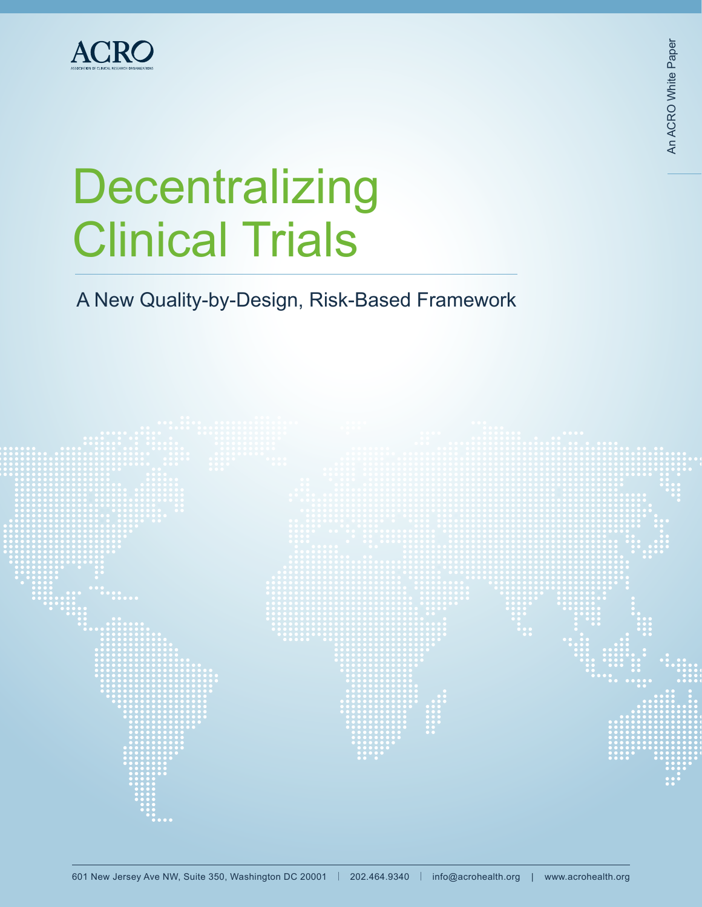ACRO

ASSOCIATION OF CLINICAL RESEARCH ORGANIZATIONS

An ACRO White Paper

# Decentralizing Clinical Trials

## A New Quality-by-Design, Risk-Based Framework

601 New Jersey Ave NW, Suite 350, Washington DC 20001 | 202.464.9340 | info@acrohealth.org | www.acrohealth.org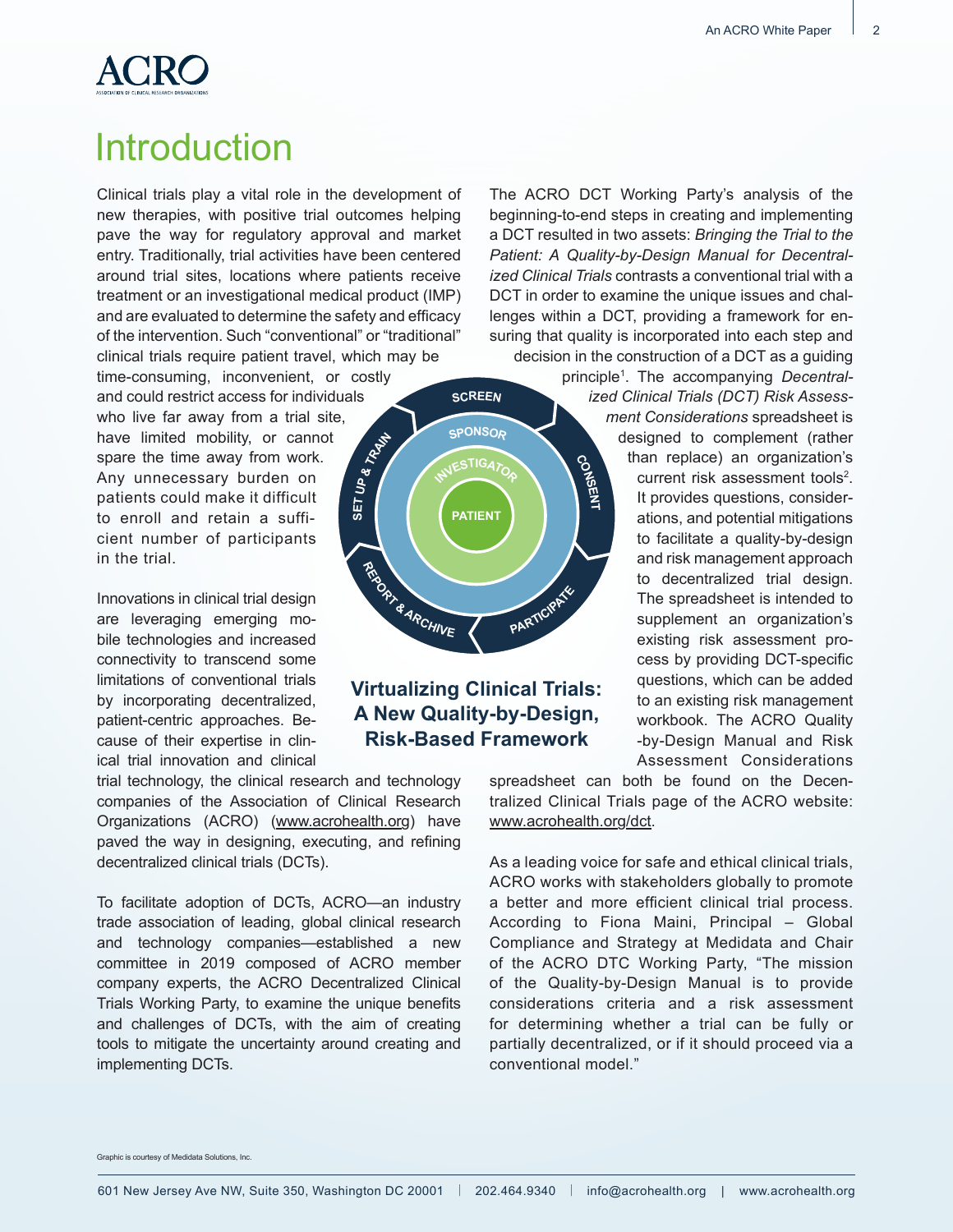## Introduction

Clinical trials play a vital role in the development of new therapies, with positive trial outcomes helping pave the way for regulatory approval and market entry. Traditionally, trial activities have been centered around trial sites, locations where patients receive treatment or an investigational medical product (IMP) and are evaluated to determine the safety and efficacy of the intervention. Such "conventional" or "traditional" clinical trials require patient travel, which may be time-consuming, inconvenient, or costly and could restrict access for individuals who live far away from a trial site, have limited mobility, or cannot spare the time away from work. Any unnecessary burden on patients could make it difficult to enroll and retain a sufficient number of participants in the trial.

Innovations in clinical trial design are leveraging emerging mobile technologies and increased connectivity to transcend some limitations of conventional trials by incorporating decentralized, patient-centric approaches. Because of their expertise in clinical trial innovation and clinical trial technology, the clinical research and technology companies of the Association of Clinical Research Organizations (ACRO) (www.acrohealth.org) have paved the way in designing, executing, and refining decentralized clinical trials (DCTs).

To facilitate adoption of DCTs, ACRO—an industry trade association of leading, global clinical research and technology companies—established a new committee in 2019 composed of ACRO member company experts, the ACRO Decentralized Clinical Trials Working Party, to examine the unique benefits and challenges of DCTs, with the aim of creating tools to mitigate the uncertainty around creating and implementing DCTs.

SCREEN – CONSENT – PARTICIPATE – REPORT & ARCHIVE – SET UP & TRAIN – SPONSOR – INVESTIGATOR – PATIENT

**Virtualizing Clinical Trials: A New Quality-by-Design, Risk-Based Framework**

The ACRO DCT Working Party's analysis of the beginning-to-end steps in creating and implementing a DCT resulted in two assets: *Bringing the Trial to the Patient: A Quality-by-Design Manual for Decentralized Clinical Trials* contrasts a conventional trial with a DCT in order to examine the unique issues and challenges within a DCT, providing a framework for ensuring that quality is incorporated into each step and decision in the construction of a DCT as a guiding principle[1]. The accompanying *Decentralized Clinical Trials (DCT) Risk Assessment Considerations* spreadsheet is designed to complement (rather than replace) an organization's current risk assessment tools[2]. It provides questions, considerations, and potential mitigations to facilitate a quality-by-design and risk management approach to decentralized trial design. The spreadsheet is intended to supplement an organization's existing risk assessment process by providing DCT-specific questions, which can be added to an existing risk management workbook. The ACRO Quality-by-Design Manual and Risk Assessment Considerations spreadsheet can both be found on the Decentralized Clinical Trials page of the ACRO website: www.acrohealth.org/dct.

As a leading voice for safe and ethical clinical trials, ACRO works with stakeholders globally to promote a better and more efficient clinical trial process. According to Fiona Maini, Principal – Global Compliance and Strategy at Medidata and Chair of the ACRO DTC Working Party, "The mission of the Quality-by-Design Manual is to provide considerations criteria and a risk assessment for determining whether a trial can be fully or partially decentralized, or if it should proceed via a conventional model."

Graphic is courtesy of Medidata Solutions, Inc.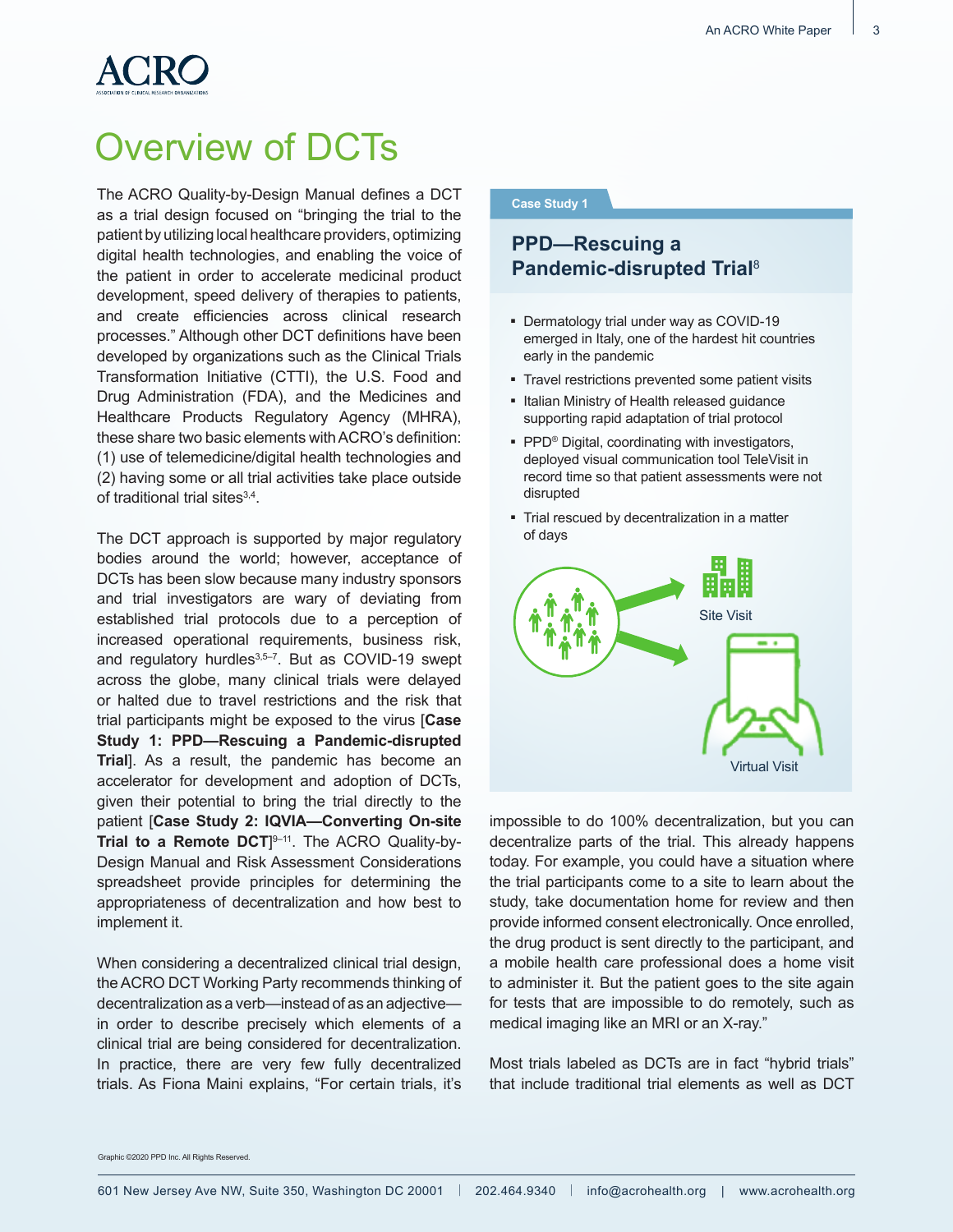# Overview of DCTs

The ACRO Quality-by-Design Manual defines a DCT as a trial design focused on "bringing the trial to the patient by utilizing local healthcare providers, optimizing digital health technologies, and enabling the voice of the patient in order to accelerate medicinal product development, speed delivery of therapies to patients, and create efficiencies across clinical research processes." Although other DCT definitions have been developed by organizations such as the Clinical Trials Transformation Initiative (CTTI), the U.S. Food and Drug Administration (FDA), and the Medicines and Healthcare Products Regulatory Agency (MHRA), these share two basic elements with ACRO's definition: (1) use of telemedicine/digital health technologies and (2) having some or all trial activities take place outside of traditional trial sites[3,4].

The DCT approach is supported by major regulatory bodies around the world; however, acceptance of DCTs has been slow because many industry sponsors and trial investigators are wary of deviating from established trial protocols due to a perception of increased operational requirements, business risk, and regulatory hurdles[3,5–7]. But as COVID-19 swept across the globe, many clinical trials were delayed or halted due to travel restrictions and the risk that trial participants might be exposed to the virus [**Case Study 1: PPD—Rescuing a Pandemic-disrupted Trial**]. As a result, the pandemic has become an accelerator for development and adoption of DCTs, given their potential to bring the trial directly to the patient [**Case Study 2: IQVIA—Converting On-site Trial to a Remote DCT**][9–11]. The ACRO Quality-by-Design Manual and Risk Assessment Considerations spreadsheet provide principles for determining the appropriateness of decentralization and how best to implement it.

When considering a decentralized clinical trial design, the ACRO DCT Working Party recommends thinking of decentralization as a verb—instead of as an adjective—in order to describe precisely which elements of a clinical trial are being considered for decentralization. In practice, there are very few fully decentralized trials. As Fiona Maini explains, "For certain trials, it's impossible to do 100% decentralization, but you can decentralize parts of the trial. This already happens today. For example, you could have a situation where the trial participants come to a site to learn about the study, take documentation home for review and then provide informed consent electronically. Once enrolled, the drug product is sent directly to the participant, and a mobile health care professional does a home visit to administer it. But the patient goes to the site again for tests that are impossible to do remotely, such as medical imaging like an MRI or an X-ray."

Most trials labeled as DCTs are in fact "hybrid trials" that include traditional trial elements as well as DCT

---

**Case Study 1**

## PPD—Rescuing a Pandemic-disrupted Trial[8]

- Dermatology trial under way as COVID-19 emerged in Italy, one of the hardest hit countries early in the pandemic
- Travel restrictions prevented some patient visits
- Italian Ministry of Health released guidance supporting rapid adaptation of trial protocol
- PPD® Digital, coordinating with investigators, deployed visual communication tool TeleVisit in record time so that patient assessments were not disrupted
- Trial rescued by decentralization in a matter of days

Site Visit

Virtual Visit

Graphic ©2020 PPD Inc. All Rights Reserved.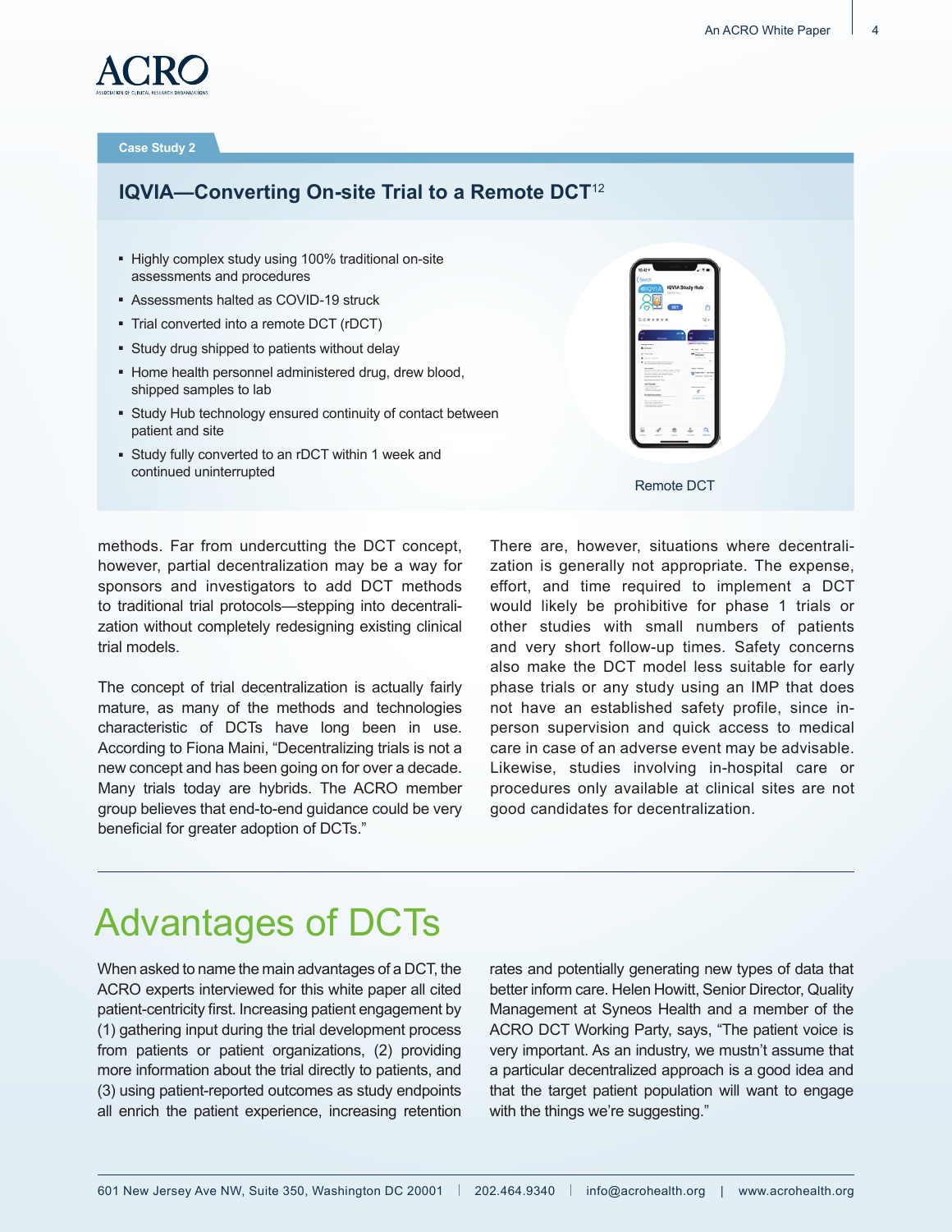Case Study 2

## IQVIA—Converting On-site Trial to a Remote DCT[12]

- Highly complex study using 100% traditional on-site assessments and procedures
- Assessments halted as COVID-19 struck
- Trial converted into a remote DCT (rDCT)
- Study drug shipped to patients without delay
- Home health personnel administered drug, drew blood, shipped samples to lab
- Study Hub technology ensured continuity of contact between patient and site
- Study fully converted to an rDCT within 1 week and continued uninterrupted

Remote DCT

methods. Far from undercutting the DCT concept, however, partial decentralization may be a way for sponsors and investigators to add DCT methods to traditional trial protocols—stepping into decentralization without completely redesigning existing clinical trial models.

The concept of trial decentralization is actually fairly mature, as many of the methods and technologies characteristic of DCTs have long been in use. According to Fiona Maini, "Decentralizing trials is not a new concept and has been going on for over a decade. Many trials today are hybrids. The ACRO member group believes that end-to-end guidance could be very beneficial for greater adoption of DCTs."

There are, however, situations where decentralization is generally not appropriate. The expense, effort, and time required to implement a DCT would likely be prohibitive for phase 1 trials or other studies with small numbers of patients and very short follow-up times. Safety concerns also make the DCT model less suitable for early phase trials or any study using an IMP that does not have an established safety profile, since in-person supervision and quick access to medical care in case of an adverse event may be advisable. Likewise, studies involving in-hospital care or procedures only available at clinical sites are not good candidates for decentralization.

# Advantages of DCTs

When asked to name the main advantages of a DCT, the ACRO experts interviewed for this white paper all cited patient-centricity first. Increasing patient engagement by (1) gathering input during the trial development process from patients or patient organizations, (2) providing more information about the trial directly to patients, and (3) using patient-reported outcomes as study endpoints all enrich the patient experience, increasing retention rates and potentially generating new types of data that better inform care. Helen Howitt, Senior Director, Quality Management at Syneos Health and a member of the ACRO DCT Working Party, says, "The patient voice is very important. As an industry, we mustn't assume that a particular decentralized approach is a good idea and that the target patient population will want to engage with the things we're suggesting."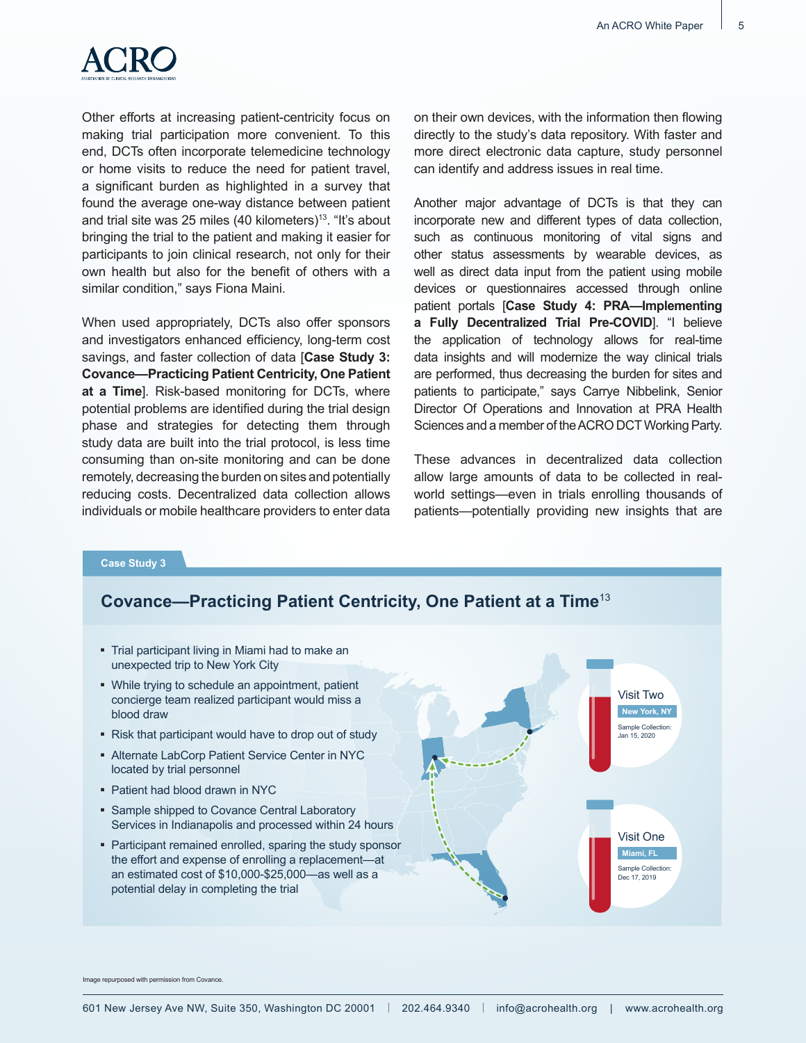Other efforts at increasing patient-centricity focus on making trial participation more convenient. To this end, DCTs often incorporate telemedicine technology or home visits to reduce the need for patient travel, a significant burden as highlighted in a survey that found the average one-way distance between patient and trial site was 25 miles (40 kilometers)[13]. "It's about bringing the trial to the patient and making it easier for participants to join clinical research, not only for their own health but also for the benefit of others with a similar condition," says Fiona Maini.

When used appropriately, DCTs also offer sponsors and investigators enhanced efficiency, long-term cost savings, and faster collection of data [**Case Study 3: Covance—Practicing Patient Centricity, One Patient at a Time**]. Risk-based monitoring for DCTs, where potential problems are identified during the trial design phase and strategies for detecting them through study data are built into the trial protocol, is less time consuming than on-site monitoring and can be done remotely, decreasing the burden on sites and potentially reducing costs. Decentralized data collection allows individuals or mobile healthcare providers to enter data on their own devices, with the information then flowing directly to the study's data repository. With faster and more direct electronic data capture, study personnel can identify and address issues in real time.

Another major advantage of DCTs is that they can incorporate new and different types of data collection, such as continuous monitoring of vital signs and other status assessments by wearable devices, as well as direct data input from the patient using mobile devices or questionnaires accessed through online patient portals [**Case Study 4: PRA—Implementing a Fully Decentralized Trial Pre-COVID**]. "I believe the application of technology allows for real-time data insights and will modernize the way clinical trials are performed, thus decreasing the burden for sites and patients to participate," says Carrye Nibbelink, Senior Director Of Operations and Innovation at PRA Health Sciences and a member of the ACRO DCT Working Party.

These advances in decentralized data collection allow large amounts of data to be collected in real-world settings—even in trials enrolling thousands of patients—potentially providing new insights that are

**Case Study 3**

## Covance—Practicing Patient Centricity, One Patient at a Time[13]

- Trial participant living in Miami had to make an unexpected trip to New York City
- While trying to schedule an appointment, patient concierge team realized participant would miss a blood draw
- Risk that participant would have to drop out of study
- Alternate LabCorp Patient Service Center in NYC located by trial personnel
- Patient had blood drawn in NYC
- Sample shipped to Covance Central Laboratory Services in Indianapolis and processed within 24 hours
- Participant remained enrolled, sparing the study sponsor the effort and expense of enrolling a replacement—at an estimated cost of $10,000-$25,000—as well as a potential delay in completing the trial

Visit Two
New York, NY
Sample Collection: Jan 15, 2020

Visit One
Miami, FL
Sample Collection: Dec 17, 2019

Image repurposed with permission from Covance.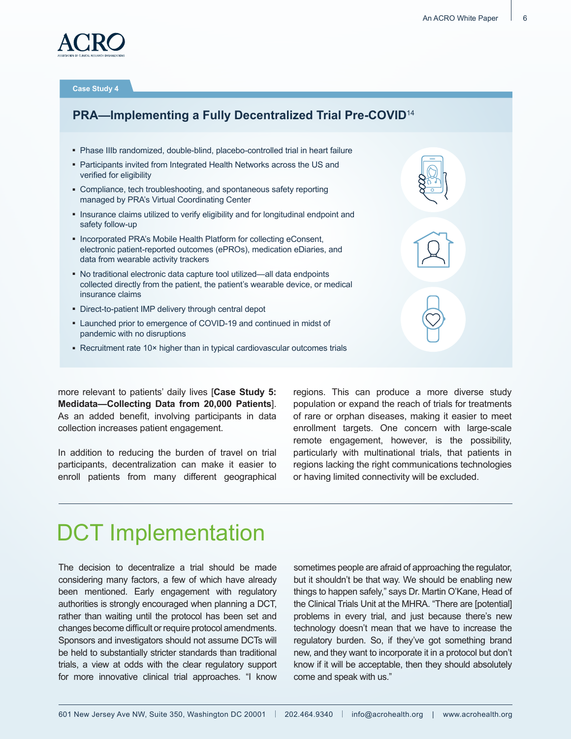Case Study 4

### PRA—Implementing a Fully Decentralized Trial Pre-COVID[14]

- Phase IIIb randomized, double-blind, placebo-controlled trial in heart failure
- Participants invited from Integrated Health Networks across the US and verified for eligibility
- Compliance, tech troubleshooting, and spontaneous safety reporting managed by PRA's Virtual Coordinating Center
- Insurance claims utilized to verify eligibility and for longitudinal endpoint and safety follow-up
- Incorporated PRA's Mobile Health Platform for collecting eConsent, electronic patient-reported outcomes (ePROs), medication eDiaries, and data from wearable activity trackers
- No traditional electronic data capture tool utilized—all data endpoints collected directly from the patient, the patient's wearable device, or medical insurance claims
- Direct-to-patient IMP delivery through central depot
- Launched prior to emergence of COVID-19 and continued in midst of pandemic with no disruptions
- Recruitment rate 10× higher than in typical cardiovascular outcomes trials

more relevant to patients' daily lives [**Case Study 5: Medidata—Collecting Data from 20,000 Patients**]. As an added benefit, involving participants in data collection increases patient engagement.

In addition to reducing the burden of travel on trial participants, decentralization can make it easier to enroll patients from many different geographical regions. This can produce a more diverse study population or expand the reach of trials for treatments of rare or orphan diseases, making it easier to meet enrollment targets. One concern with large-scale remote engagement, however, is the possibility, particularly with multinational trials, that patients in regions lacking the right communications technologies or having limited connectivity will be excluded.

# DCT Implementation

The decision to decentralize a trial should be made considering many factors, a few of which have already been mentioned. Early engagement with regulatory authorities is strongly encouraged when planning a DCT, rather than waiting until the protocol has been set and changes become difficult or require protocol amendments. Sponsors and investigators should not assume DCTs will be held to substantially stricter standards than traditional trials, a view at odds with the clear regulatory support for more innovative clinical trial approaches. "I know sometimes people are afraid of approaching the regulator, but it shouldn't be that way. We should be enabling new things to happen safely," says Dr. Martin O'Kane, Head of the Clinical Trials Unit at the MHRA. "There are [potential] problems in every trial, and just because there's new technology doesn't mean that we have to increase the regulatory burden. So, if they've got something brand new, and they want to incorporate it in a protocol but don't know if it will be acceptable, then they should absolutely come and speak with us."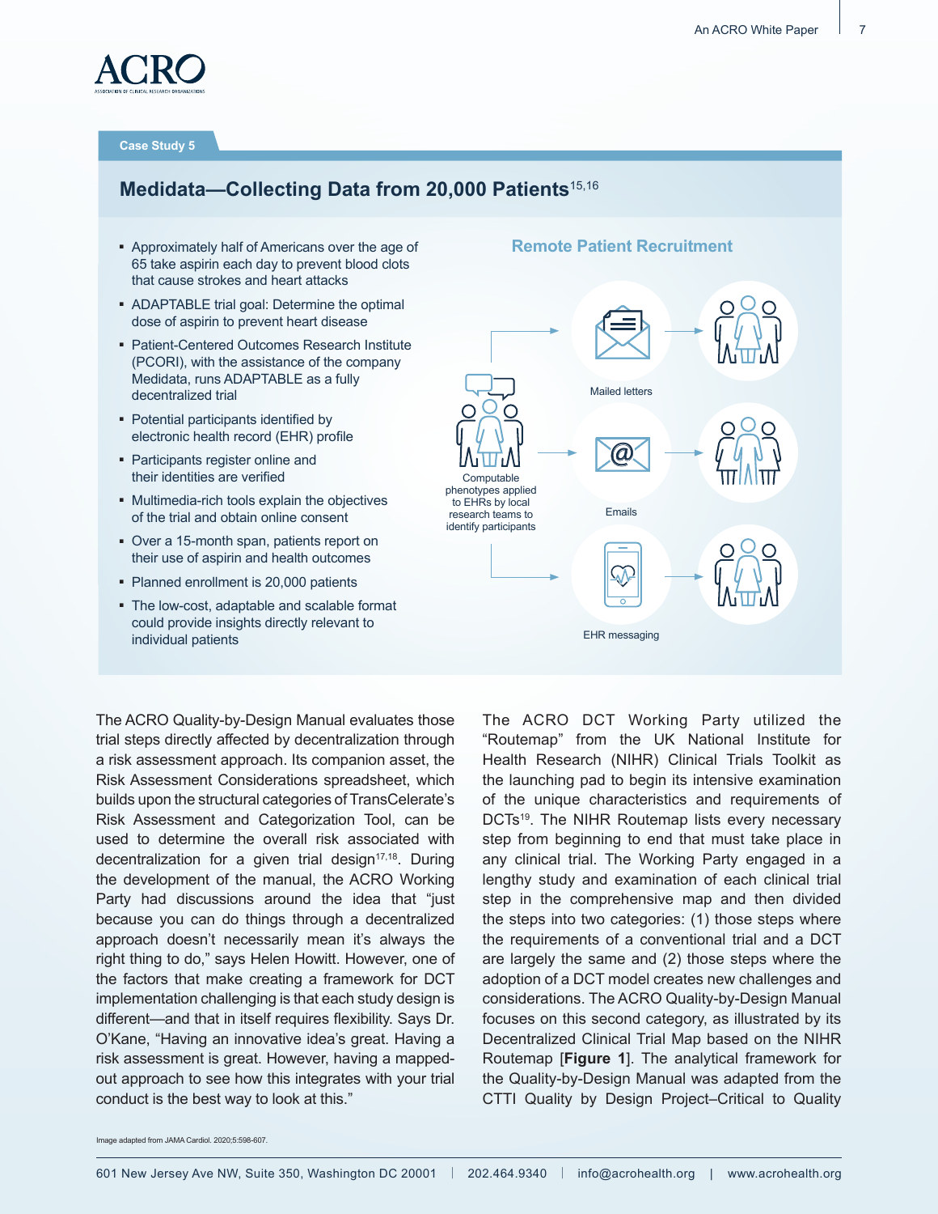Case Study 5

## Medidata—Collecting Data from 20,000 Patients[15,16]

- Approximately half of Americans over the age of 65 take aspirin each day to prevent blood clots that cause strokes and heart attacks
- ADAPTABLE trial goal: Determine the optimal dose of aspirin to prevent heart disease
- Patient-Centered Outcomes Research Institute (PCORI), with the assistance of the company Medidata, runs ADAPTABLE as a fully decentralized trial
- Potential participants identified by electronic health record (EHR) profile
- Participants register online and their identities are verified
- Multimedia-rich tools explain the objectives of the trial and obtain online consent
- Over a 15-month span, patients report on their use of aspirin and health outcomes
- Planned enrollment is 20,000 patients
- The low-cost, adaptable and scalable format could provide insights directly relevant to individual patients

**Remote Patient Recruitment**

Computable phenotypes applied to EHRs by local research teams to identify participants

Mailed letters

Emails

EHR messaging

The ACRO Quality-by-Design Manual evaluates those trial steps directly affected by decentralization through a risk assessment approach. Its companion asset, the Risk Assessment Considerations spreadsheet, which builds upon the structural categories of TransCelerate's Risk Assessment and Categorization Tool, can be used to determine the overall risk associated with decentralization for a given trial design[17,18]. During the development of the manual, the ACRO Working Party had discussions around the idea that "just because you can do things through a decentralized approach doesn't necessarily mean it's always the right thing to do," says Helen Howitt. However, one of the factors that make creating a framework for DCT implementation challenging is that each study design is different—and that in itself requires flexibility. Says Dr. O'Kane, "Having an innovative idea's great. Having a risk assessment is great. However, having a mapped-out approach to see how this integrates with your trial conduct is the best way to look at this."

The ACRO DCT Working Party utilized the "Routemap" from the UK National Institute for Health Research (NIHR) Clinical Trials Toolkit as the launching pad to begin its intensive examination of the unique characteristics and requirements of DCTs[19]. The NIHR Routemap lists every necessary step from beginning to end that must take place in any clinical trial. The Working Party engaged in a lengthy study and examination of each clinical trial step in the comprehensive map and then divided the steps into two categories: (1) those steps where the requirements of a conventional trial and a DCT are largely the same and (2) those steps where the adoption of a DCT model creates new challenges and considerations. The ACRO Quality-by-Design Manual focuses on this second category, as illustrated by its Decentralized Clinical Trial Map based on the NIHR Routemap [**Figure 1**]. The analytical framework for the Quality-by-Design Manual was adapted from the CTTI Quality by Design Project–Critical to Quality

Image adapted from JAMA Cardiol. 2020;5:598-607.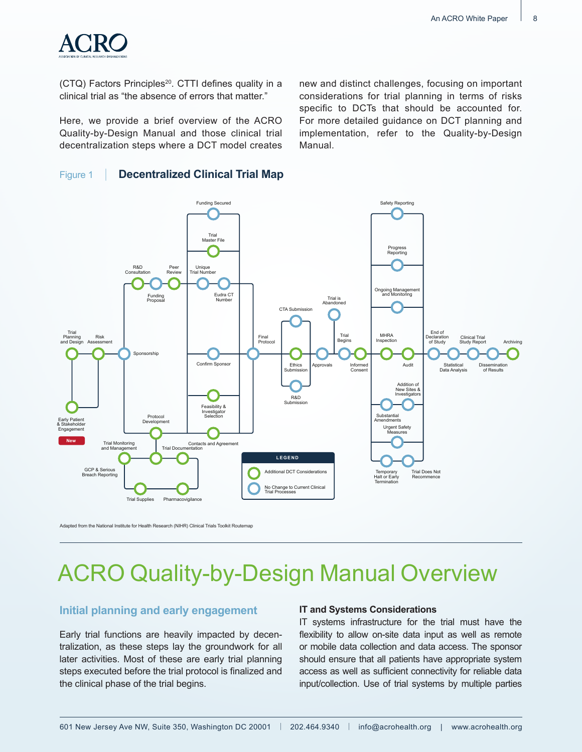(CTQ) Factors Principles[20]. CTTI defines quality in a clinical trial as "the absence of errors that matter."

Here, we provide a brief overview of the ACRO Quality-by-Design Manual and those clinical trial decentralization steps where a DCT model creates new and distinct challenges, focusing on important considerations for trial planning in terms of risks specific to DCTs that should be accounted for. For more detailed guidance on DCT planning and implementation, refer to the Quality-by-Design Manual.

Figure 1 | **Decentralized Clinical Trial Map**

Trial Planning and Design · Risk Assessment · Sponsorship · R&D Consultation · Funding Proposal · Peer Review · Unique Trial Number · Eudra CT Number · Funding Secured · Trial Master File · Confirm Sponsor · Feasibility & Investigator Selection · Contacts and Agreement · Protocol Development · Early Patient & Stakeholder Engagement (New) · Trial Monitoring and Management · Trial Documentation · GCP & Serious Breach Reporting · Trial Supplies · Pharmacovigilance · Final Protocol · CTA Submission · Ethics Submission · R&D Submission · Approvals · Trial is Abandoned · Trial Begins · Informed Consent · Safety Reporting · Progress Reporting · Ongoing Management and Monitoring · MHRA Inspection · Audit · Addition of New Sites & Investigators · Substantial Amendments · Urgent Safety Measures · Temporary Halt or Early Termination · Trial Does Not Recommence · End of Declaration of Study · Statistical Data Analysis · Clinical Trial Study Report · Dissemination of Results · Archiving

**LEGEND**
- Additional DCT Considerations
- No Change to Current Clinical Trial Processes

Adapted from the National Institute for Health Research (NIHR) Clinical Trials Toolkit Routemap

# ACRO Quality-by-Design Manual Overview

## Initial planning and early engagement

Early trial functions are heavily impacted by decentralization, as these steps lay the groundwork for all later activities. Most of these are early trial planning steps executed before the trial protocol is finalized and the clinical phase of the trial begins.

### IT and Systems Considerations

IT systems infrastructure for the trial must have the flexibility to allow on-site data input as well as remote or mobile data collection and data access. The sponsor should ensure that all patients have appropriate system access as well as sufficient connectivity for reliable data input/collection. Use of trial systems by multiple parties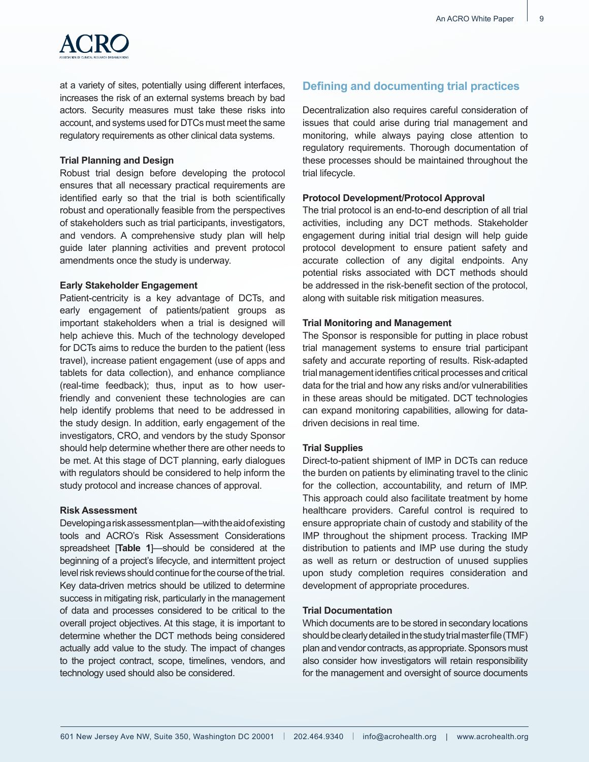at a variety of sites, potentially using different interfaces, increases the risk of an external systems breach by bad actors. Security measures must take these risks into account, and systems used for DTCs must meet the same regulatory requirements as other clinical data systems.

**Trial Planning and Design**

Robust trial design before developing the protocol ensures that all necessary practical requirements are identified early so that the trial is both scientifically robust and operationally feasible from the perspectives of stakeholders such as trial participants, investigators, and vendors. A comprehensive study plan will help guide later planning activities and prevent protocol amendments once the study is underway.

**Early Stakeholder Engagement**

Patient-centricity is a key advantage of DCTs, and early engagement of patients/patient groups as important stakeholders when a trial is designed will help achieve this. Much of the technology developed for DCTs aims to reduce the burden to the patient (less travel), increase patient engagement (use of apps and tablets for data collection), and enhance compliance (real-time feedback); thus, input as to how user-friendly and convenient these technologies are can help identify problems that need to be addressed in the study design. In addition, early engagement of the investigators, CRO, and vendors by the study Sponsor should help determine whether there are other needs to be met. At this stage of DCT planning, early dialogues with regulators should be considered to help inform the study protocol and increase chances of approval.

**Risk Assessment**

Developing a risk assessment plan—with the aid of existing tools and ACRO's Risk Assessment Considerations spreadsheet [**Table 1**]—should be considered at the beginning of a project's lifecycle, and intermittent project level risk reviews should continue for the course of the trial. Key data-driven metrics should be utilized to determine success in mitigating risk, particularly in the management of data and processes considered to be critical to the overall project objectives. At this stage, it is important to determine whether the DCT methods being considered actually add value to the study. The impact of changes to the project contract, scope, timelines, vendors, and technology used should also be considered.

## Defining and documenting trial practices

Decentralization also requires careful consideration of issues that could arise during trial management and monitoring, while always paying close attention to regulatory requirements. Thorough documentation of these processes should be maintained throughout the trial lifecycle.

**Protocol Development/Protocol Approval**

The trial protocol is an end-to-end description of all trial activities, including any DCT methods. Stakeholder engagement during initial trial design will help guide protocol development to ensure patient safety and accurate collection of any digital endpoints. Any potential risks associated with DCT methods should be addressed in the risk-benefit section of the protocol, along with suitable risk mitigation measures.

**Trial Monitoring and Management**

The Sponsor is responsible for putting in place robust trial management systems to ensure trial participant safety and accurate reporting of results. Risk-adapted trial management identifies critical processes and critical data for the trial and how any risks and/or vulnerabilities in these areas should be mitigated. DCT technologies can expand monitoring capabilities, allowing for data-driven decisions in real time.

**Trial Supplies**

Direct-to-patient shipment of IMP in DCTs can reduce the burden on patients by eliminating travel to the clinic for the collection, accountability, and return of IMP. This approach could also facilitate treatment by home healthcare providers. Careful control is required to ensure appropriate chain of custody and stability of the IMP throughout the shipment process. Tracking IMP distribution to patients and IMP use during the study as well as return or destruction of unused supplies upon study completion requires consideration and development of appropriate procedures.

**Trial Documentation**

Which documents are to be stored in secondary locations should be clearly detailed in the study trial master file (TMF) plan and vendor contracts, as appropriate. Sponsors must also consider how investigators will retain responsibility for the management and oversight of source documents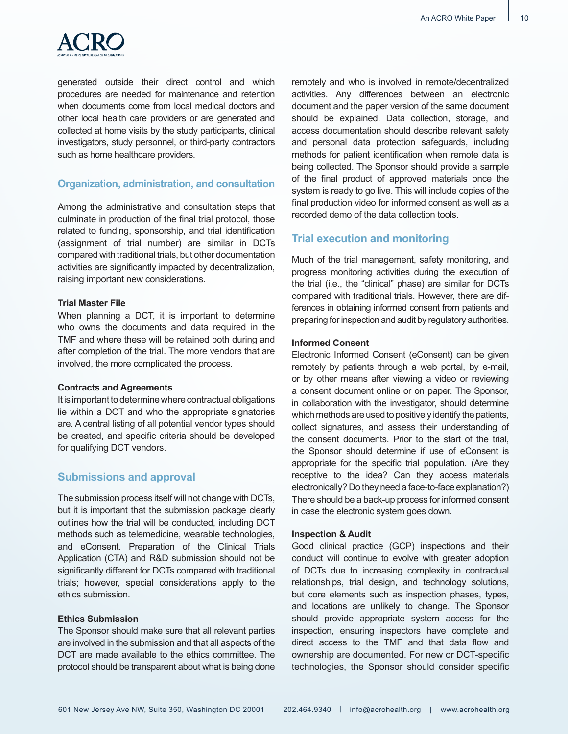generated outside their direct control and which procedures are needed for maintenance and retention when documents come from local medical doctors and other local health care providers or are generated and collected at home visits by the study participants, clinical investigators, study personnel, or third-party contractors such as home healthcare providers.

## Organization, administration, and consultation

Among the administrative and consultation steps that culminate in production of the final trial protocol, those related to funding, sponsorship, and trial identification (assignment of trial number) are similar in DCTs compared with traditional trials, but other documentation activities are significantly impacted by decentralization, raising important new considerations.

**Trial Master File**

When planning a DCT, it is important to determine who owns the documents and data required in the TMF and where these will be retained both during and after completion of the trial. The more vendors that are involved, the more complicated the process.

**Contracts and Agreements**

It is important to determine where contractual obligations lie within a DCT and who the appropriate signatories are. A central listing of all potential vendor types should be created, and specific criteria should be developed for qualifying DCT vendors.

## Submissions and approval

The submission process itself will not change with DCTs, but it is important that the submission package clearly outlines how the trial will be conducted, including DCT methods such as telemedicine, wearable technologies, and eConsent. Preparation of the Clinical Trials Application (CTA) and R&D submission should not be significantly different for DCTs compared with traditional trials; however, special considerations apply to the ethics submission.

**Ethics Submission**

The Sponsor should make sure that all relevant parties are involved in the submission and that all aspects of the DCT are made available to the ethics committee. The protocol should be transparent about what is being done remotely and who is involved in remote/decentralized activities. Any differences between an electronic document and the paper version of the same document should be explained. Data collection, storage, and access documentation should describe relevant safety and personal data protection safeguards, including methods for patient identification when remote data is being collected. The Sponsor should provide a sample of the final product of approved materials once the system is ready to go live. This will include copies of the final production video for informed consent as well as a recorded demo of the data collection tools.

## Trial execution and monitoring

Much of the trial management, safety monitoring, and progress monitoring activities during the execution of the trial (i.e., the "clinical" phase) are similar for DCTs compared with traditional trials. However, there are differences in obtaining informed consent from patients and preparing for inspection and audit by regulatory authorities.

**Informed Consent**

Electronic Informed Consent (eConsent) can be given remotely by patients through a web portal, by e-mail, or by other means after viewing a video or reviewing a consent document online or on paper. The Sponsor, in collaboration with the investigator, should determine which methods are used to positively identify the patients, collect signatures, and assess their understanding of the consent documents. Prior to the start of the trial, the Sponsor should determine if use of eConsent is appropriate for the specific trial population. (Are they receptive to the idea? Can they access materials electronically? Do they need a face-to-face explanation?) There should be a back-up process for informed consent in case the electronic system goes down.

**Inspection & Audit**

Good clinical practice (GCP) inspections and their conduct will continue to evolve with greater adoption of DCTs due to increasing complexity in contractual relationships, trial design, and technology solutions, but core elements such as inspection phases, types, and locations are unlikely to change. The Sponsor should provide appropriate system access for the inspection, ensuring inspectors have complete and direct access to the TMF and that data flow and ownership are documented. For new or DCT-specific technologies, the Sponsor should consider specific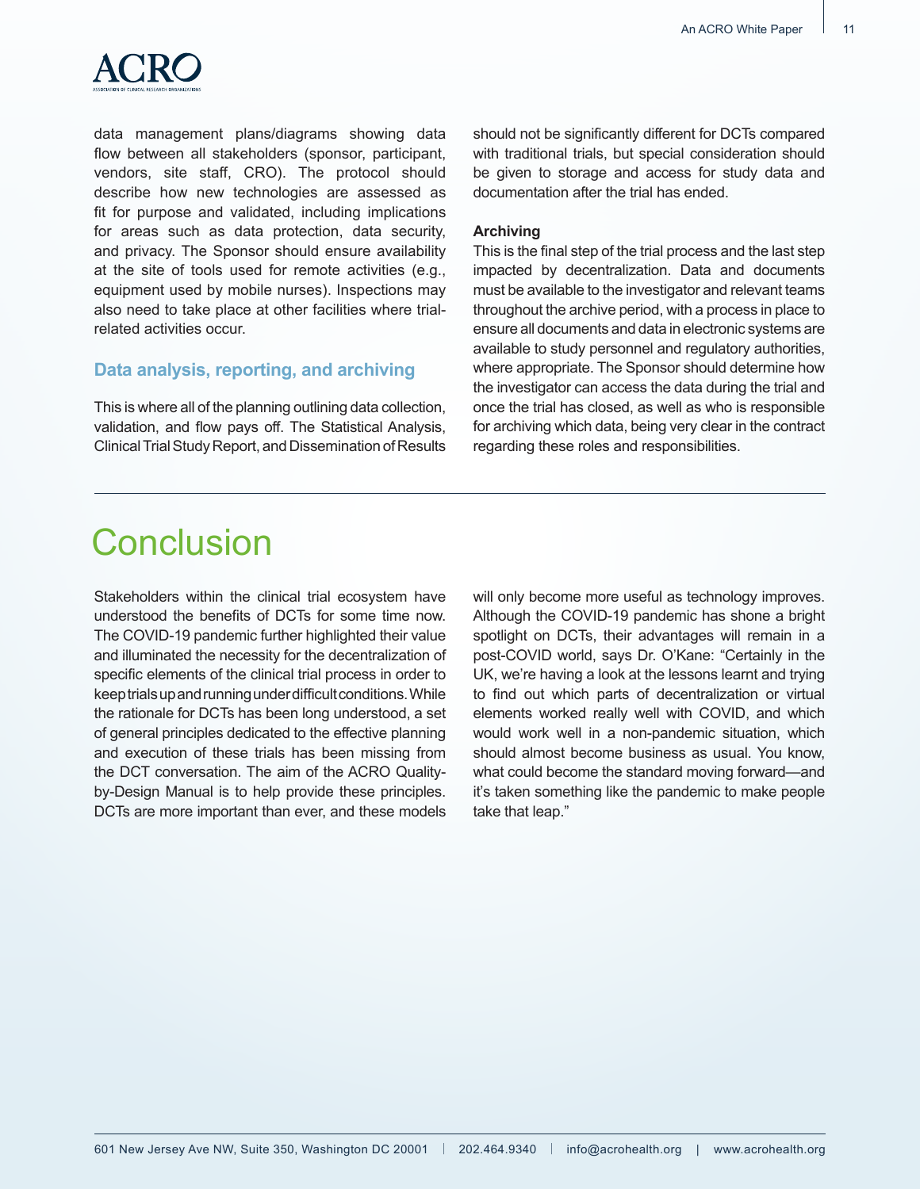data management plans/diagrams showing data flow between all stakeholders (sponsor, participant, vendors, site staff, CRO). The protocol should describe how new technologies are assessed as fit for purpose and validated, including implications for areas such as data protection, data security, and privacy. The Sponsor should ensure availability at the site of tools used for remote activities (e.g., equipment used by mobile nurses). Inspections may also need to take place at other facilities where trial-related activities occur.

### Data analysis, reporting, and archiving

This is where all of the planning outlining data collection, validation, and flow pays off. The Statistical Analysis, Clinical Trial Study Report, and Dissemination of Results should not be significantly different for DCTs compared with traditional trials, but special consideration should be given to storage and access for study data and documentation after the trial has ended.

**Archiving**

This is the final step of the trial process and the last step impacted by decentralization. Data and documents must be available to the investigator and relevant teams throughout the archive period, with a process in place to ensure all documents and data in electronic systems are available to study personnel and regulatory authorities, where appropriate. The Sponsor should determine how the investigator can access the data during the trial and once the trial has closed, as well as who is responsible for archiving which data, being very clear in the contract regarding these roles and responsibilities.

## Conclusion

Stakeholders within the clinical trial ecosystem have understood the benefits of DCTs for some time now. The COVID-19 pandemic further highlighted their value and illuminated the necessity for the decentralization of specific elements of the clinical trial process in order to keep trials up and running under difficult conditions. While the rationale for DCTs has been long understood, a set of general principles dedicated to the effective planning and execution of these trials has been missing from the DCT conversation. The aim of the ACRO Quality-by-Design Manual is to help provide these principles. DCTs are more important than ever, and these models will only become more useful as technology improves. Although the COVID-19 pandemic has shone a bright spotlight on DCTs, their advantages will remain in a post-COVID world, says Dr. O'Kane: "Certainly in the UK, we're having a look at the lessons learnt and trying to find out which parts of decentralization or virtual elements worked really well with COVID, and which would work well in a non-pandemic situation, which should almost become business as usual. You know, what could become the standard moving forward—and it's taken something like the pandemic to make people take that leap."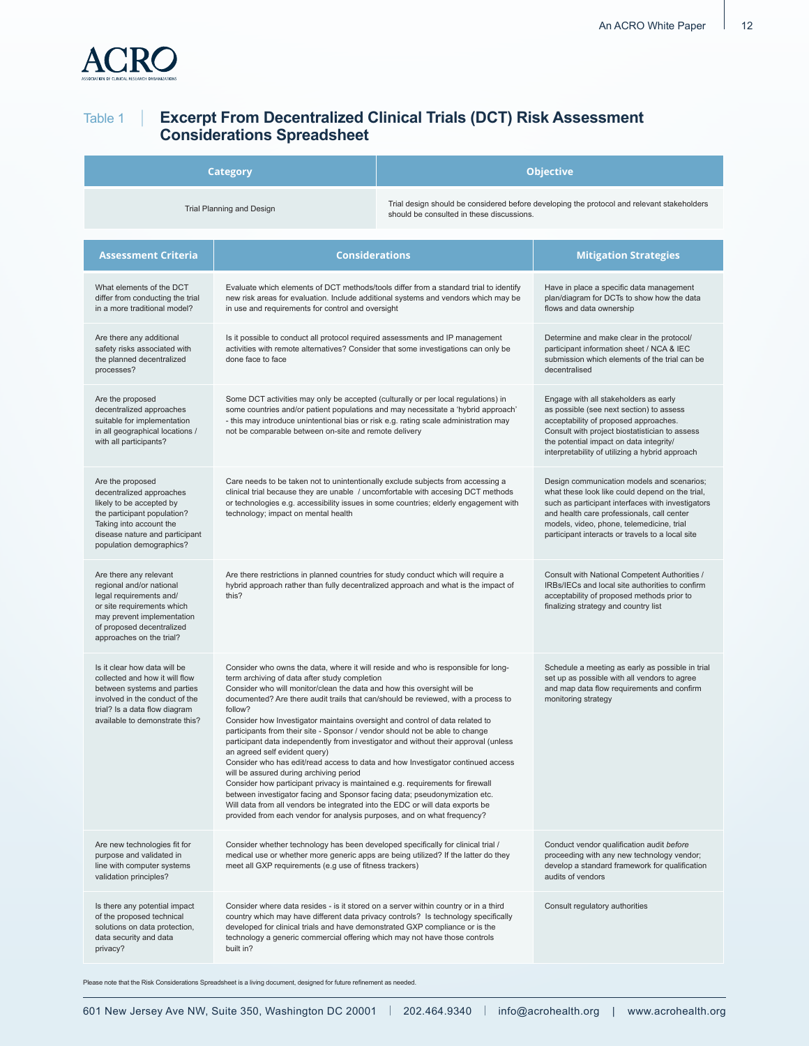## Table 1 | Excerpt From Decentralized Clinical Trials (DCT) Risk Assessment Considerations Spreadsheet

| Category | Objective |
|---|---|
| Trial Planning and Design | Trial design should be considered before developing the protocol and relevant stakeholders should be consulted in these discussions. |

| Assessment Criteria | Considerations | Mitigation Strategies |
|---|---|---|
| What elements of the DCT differ from conducting the trial in a more traditional model? | Evaluate which elements of DCT methods/tools differ from a standard trial to identify new risk areas for evaluation. Include additional systems and vendors which may be in use and requirements for control and oversight | Have in place a specific data management plan/diagram for DCTs to show how the data flows and data ownership |
| Are there any additional safety risks associated with the planned decentralized processes? | Is it possible to conduct all protocol required assessments and IP management activities with remote alternatives? Consider that some investigations can only be done face to face | Determine and make clear in the protocol/ participant information sheet / NCA & IEC submission which elements of the trial can be decentralised |
| Are the proposed decentralized approaches suitable for implementation in all geographical locations / with all participants? | Some DCT activities may only be accepted (culturally or per local regulations) in some countries and/or patient populations and may necessitate a 'hybrid approach' - this may introduce unintentional bias or risk e.g. rating scale administration may not be comparable between on-site and remote delivery | Engage with all stakeholders as early as possible (see next section) to assess acceptability of proposed approaches. Consult with project biostatistician to assess the potential impact on data integrity/ interpretability of utilizing a hybrid approach |
| Are the proposed decentralized approaches likely to be accepted by the participant population? Taking into account the disease nature and participant population demographics? | Care needs to be taken not to unintentionally exclude subjects from accessing a clinical trial because they are unable / uncomfortable with accessing DCT methods or technologies e.g. accessibility issues in some countries; elderly engagement with technology; impact on mental health | Design communication models and scenarios; what these look like could depend on the trial, such as participant interfaces with investigators and health care professionals, call center models, video, phone, telemedicine, trial participant interacts or travels to a local site |
| Are there any relevant regional and/or national legal requirements and/ or site requirements which may prevent implementation of proposed decentralized approaches on the trial? | Are there restrictions in planned countries for study conduct which will require a hybrid approach rather than fully decentralized approach and what is the impact of this? | Consult with National Competent Authorities / IRBs/IECs and local site authorities to confirm acceptability of proposed methods prior to finalizing strategy and country list |
| Is it clear how data will be collected and how it will flow between systems and parties involved in the conduct of the trial? Is a data flow diagram available to demonstrate this? | Consider who owns the data, where it will reside and who is responsible for long-term archiving of data after study completion<br>Consider who will monitor/clean the data and how this oversight will be documented? Are there audit trails that can/should be reviewed, with a process to follow?<br>Consider how Investigator maintains oversight and control of data related to participants from their site - Sponsor / vendor should not be able to change participant data independently from investigator and without their approval (unless an agreed self evident query)<br>Consider who has edit/read access to data and how Investigator continued access will be assured during archiving period<br>Consider how participant privacy is maintained e.g. requirements for firewall between investigator facing and Sponsor facing data; pseudonymization etc.<br>Will data from all vendors be integrated into the EDC or will data exports be provided from each vendor for analysis purposes, and on what frequency? | Schedule a meeting as early as possible in trial set up as possible with all vendors to agree and map data flow requirements and confirm monitoring strategy |
| Are new technologies fit for purpose and validated in line with computer systems validation principles? | Consider whether technology has been developed specifically for clinical trial / medical use or whether more generic apps are being utilized? If the latter do they meet all GXP requirements (e.g use of fitness trackers) | Conduct vendor qualification audit *before* proceeding with any new technology vendor; develop a standard framework for qualification audits of vendors |
| Is there any potential impact of the proposed technical solutions on data protection, data security and data privacy? | Consider where data resides - is it stored on a server within country or in a third country which may have different data privacy controls? Is technology specifically developed for clinical trials and have demonstrated GXP compliance or is the technology a generic commercial offering which may not have those controls built in? | Consult regulatory authorities |

Please note that the Risk Considerations Spreadsheet is a living document, designed for future refinement as needed.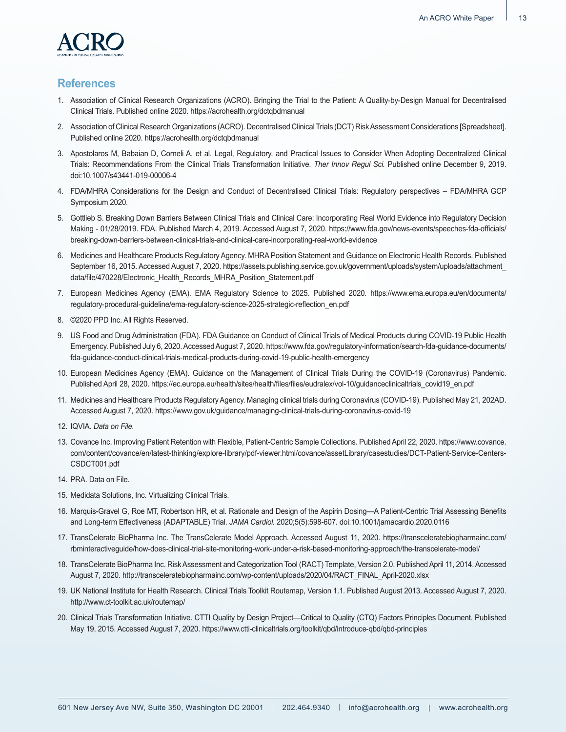## References

1. Association of Clinical Research Organizations (ACRO). Bringing the Trial to the Patient: A Quality-by-Design Manual for Decentralised Clinical Trials. Published online 2020. https://acrohealth.org/dctqbdmanual
2. Association of Clinical Research Organizations (ACRO). Decentralised Clinical Trials (DCT) Risk Assessment Considerations [Spreadsheet]. Published online 2020. https://acrohealth.org/dctqbdmanual
3. Apostolaros M, Babaian D, Corneli A, et al. Legal, Regulatory, and Practical Issues to Consider When Adopting Decentralized Clinical Trials: Recommendations From the Clinical Trials Transformation Initiative. *Ther Innov Regul Sci.* Published online December 9, 2019. doi:10.1007/s43441-019-00006-4
4. FDA/MHRA Considerations for the Design and Conduct of Decentralised Clinical Trials: Regulatory perspectives – FDA/MHRA GCP Symposium 2020.
5. Gottlieb S. Breaking Down Barriers Between Clinical Trials and Clinical Care: Incorporating Real World Evidence into Regulatory Decision Making - 01/28/2019. FDA. Published March 4, 2019. Accessed August 7, 2020. https://www.fda.gov/news-events/speeches-fda-officials/breaking-down-barriers-between-clinical-trials-and-clinical-care-incorporating-real-world-evidence
6. Medicines and Healthcare Products Regulatory Agency. MHRA Position Statement and Guidance on Electronic Health Records. Published September 16, 2015. Accessed August 7, 2020. https://assets.publishing.service.gov.uk/government/uploads/system/uploads/attachment_data/file/470228/Electronic_Health_Records_MHRA_Position_Statement.pdf
7. European Medicines Agency (EMA). EMA Regulatory Science to 2025. Published 2020. https://www.ema.europa.eu/en/documents/regulatory-procedural-guideline/ema-regulatory-science-2025-strategic-reflection_en.pdf
8. ©2020 PPD Inc. All Rights Reserved.
9. US Food and Drug Administration (FDA). FDA Guidance on Conduct of Clinical Trials of Medical Products during COVID-19 Public Health Emergency. Published July 6, 2020. Accessed August 7, 2020. https://www.fda.gov/regulatory-information/search-fda-guidance-documents/fda-guidance-conduct-clinical-trials-medical-products-during-covid-19-public-health-emergency
10. European Medicines Agency (EMA). Guidance on the Management of Clinical Trials During the COVID-19 (Coronavirus) Pandemic. Published April 28, 2020. https://ec.europa.eu/health/sites/health/files/files/eudralex/vol-10/guidanceclinicaltrials_covid19_en.pdf
11. Medicines and Healthcare Products Regulatory Agency. Managing clinical trials during Coronavirus (COVID-19). Published May 21, 202AD. Accessed August 7, 2020. https://www.gov.uk/guidance/managing-clinical-trials-during-coronavirus-covid-19
12. IQVIA. *Data on File.*
13. Covance Inc. Improving Patient Retention with Flexible, Patient-Centric Sample Collections. Published April 22, 2020. https://www.covance.com/content/covance/en/latest-thinking/explore-library/pdf-viewer.html/covance/assetLibrary/casestudies/DCT-Patient-Service-Centers-CSDCT001.pdf
14. PRA. Data on File.
15. Medidata Solutions, Inc. Virtualizing Clinical Trials.
16. Marquis-Gravel G, Roe MT, Robertson HR, et al. Rationale and Design of the Aspirin Dosing—A Patient-Centric Trial Assessing Benefits and Long-term Effectiveness (ADAPTABLE) Trial. *JAMA Cardiol.* 2020;5(5):598-607. doi:10.1001/jamacardio.2020.0116
17. TransCelerate BioPharma Inc. The TransCelerate Model Approach. Accessed August 11, 2020. https://transceleratebiopharmainc.com/rbminteractiveguide/how-does-clinical-trial-site-monitoring-work-under-a-risk-based-monitoring-approach/the-transcelerate-model/
18. TransCelerate BioPharma Inc. Risk Assessment and Categorization Tool (RACT) Template, Version 2.0. Published April 11, 2014. Accessed August 7, 2020. http://transceleratebiopharmainc.com/wp-content/uploads/2020/04/RACT_FINAL_April-2020.xlsx
19. UK National Institute for Health Research. Clinical Trials Toolkit Routemap, Version 1.1. Published August 2013. Accessed August 7, 2020. http://www.ct-toolkit.ac.uk/routemap/
20. Clinical Trials Transformation Initiative. CTTI Quality by Design Project—Critical to Quality (CTQ) Factors Principles Document. Published May 19, 2015. Accessed August 7, 2020. https://www.ctti-clinicaltrials.org/toolkit/qbd/introduce-qbd/qbd-principles

601 New Jersey Ave NW, Suite 350, Washington DC 20001 | 202.464.9340 | info@acrohealth.org | www.acrohealth.org